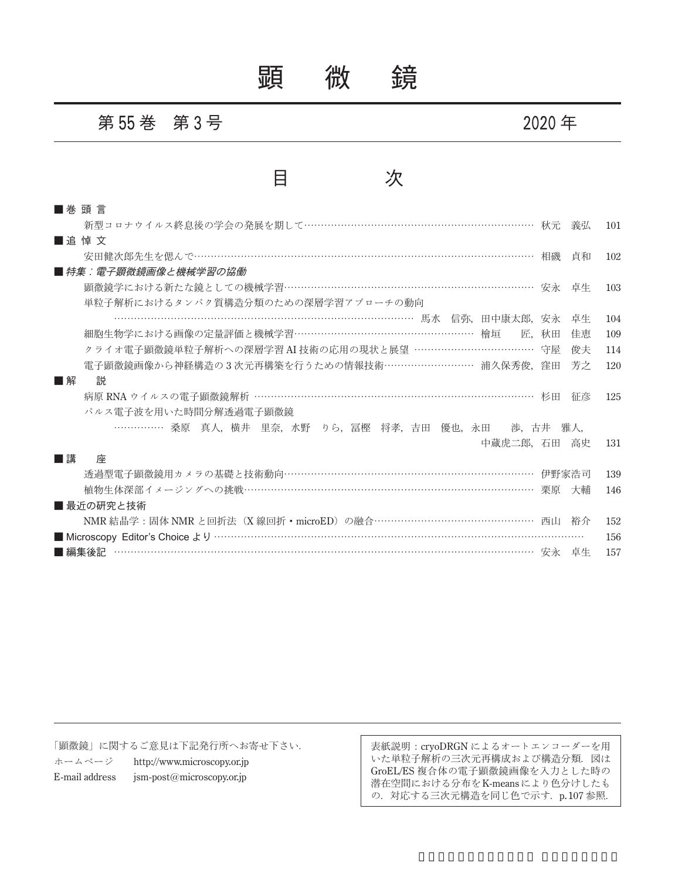# 顕　微　鏡

## 第 55 巻　第 3 号　　2020 年

## 目　次

■ 巻 頭 言

新型コロナウイルス終息後の学会の発展を期して……………………………………………………… 秋元　義弘　101

■ 追 悼 文

安田健次郎先生を偲んで……………………………………………………………………………………… 相磯　貞和　102

■ *特集：電子顕微鏡画像と機械学習の協働*

顕微鏡学における新たな鏡としての機械学習……………………………………………………………… 安永　卓生　103

単粒子解析におけるタンパク質構造分類のための深層学習アプローチの動向

……………………………………………………………………… 馬水　信弥，田中康太郎，安永　卓生　104

細胞生物学における画像の定量評価と機械学習……………………………………………… 檜垣　匠，秋田　佳恵　109

クライオ電子顕微鏡単粒子解析への深層学習 AI 技術の応用の現状と展望 ……………………………… 守屋　俊夫　114

電子顕微鏡画像から神経構造の 3 次元再構築を行うための情報技術……………………… 浦久保秀俊，窪田　芳之　120

■ 解　説

病原 RNA ウイルスの電子顕微鏡解析 ………………………………………………………………………… 杉田　征彦　125

パルス電子波を用いた時間分解透過電子顕微鏡

…………… 桑原　真人，横井　里奈，水野　りら，冨樫　将孝，吉田　優也，永田　渉，古井　雅人，中蔵虎二郎，石田　高史　131

■ 講　座

透過型電子顕微鏡用カメラの基礎と技術動向…………………………………………………………… 伊野家浩司　139

植物生体深部イメージングへの挑戦…………………………………………………………………………… 栗原　大輔　146

■ 最近の研究と技術

NMR 結晶学：固体 NMR と回折法（X 線回折・microED）の融合……………………………………… 西山　裕介　152

■ Microscopy Editor's Choice より ………………………………………………………………………………… 156

■ 編集後記 ……………………………………………………………………………………………………… 安永　卓生　157

---

「顕微鏡」に関するご意見は下記発行所へお寄せ下さい．

ホームページ　http://www.microscopy.or.jp

E-mail address　jsm-post@microscopy.or.jp

表紙説明：cryoDRGN によるオートエンコーダーを用いた単粒子解析の三次元再構成および構造分類．図は GroEL/ES 複合体の電子顕微鏡画像を入力とした時の潜在空間における分布を K-means により色分けしたもの．対応する三次元構造を同じ色で示す．p. 107 参照．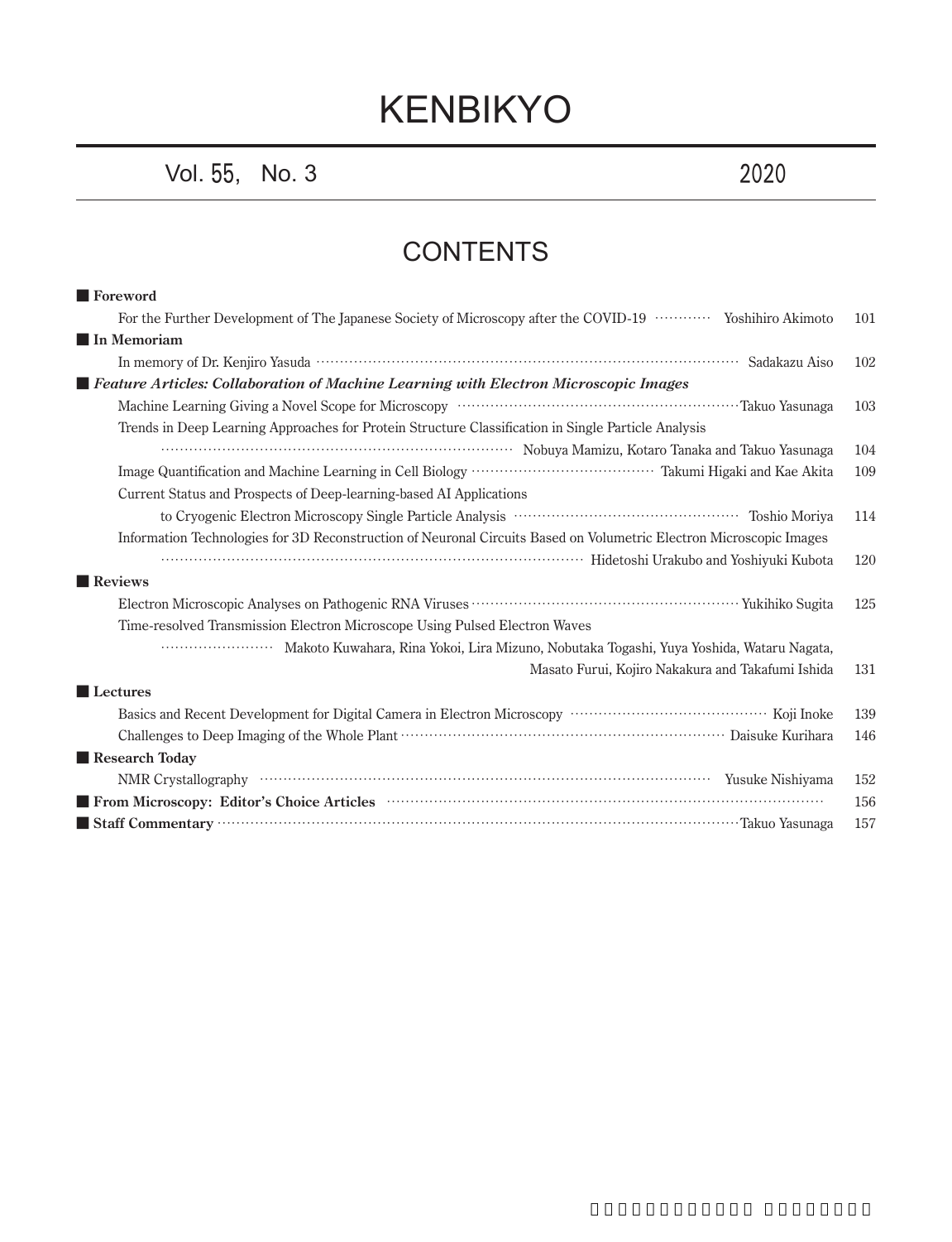# KENBIKYO

Vol. 55, No. 3 2020

## CONTENTS

**■ Foreword**

For the Further Development of The Japanese Society of Microscopy after the COVID-19 ………… Yoshihiro Akimoto 101

**■ In Memoriam**

In memory of Dr. Kenjiro Yasuda ……………………………………………………………………………… Sadakazu Aiso 102

***■ Feature Articles: Collaboration of Machine Learning with Electron Microscopic Images***

Machine Learning Giving a Novel Scope for Microscopy ……………………………………………………Takuo Yasunaga 103

Trends in Deep Learning Approaches for Protein Structure Classification in Single Particle Analysis ………………………………………………………………… Nobuya Mamizu, Kotaro Tanaka and Takuo Yasunaga 104

Image Quantification and Machine Learning in Cell Biology ………………………………… Takumi Higaki and Kae Akita 109

Current Status and Prospects of Deep-learning-based AI Applications to Cryogenic Electron Microscopy Single Particle Analysis ………………………………………… Toshio Moriya 114

Information Technologies for 3D Reconstruction of Neuronal Circuits Based on Volumetric Electron Microscopic Images ……………………………………………………………………………… Hidetoshi Urakubo and Yoshiyuki Kubota 120

**■ Reviews**

Electron Microscopic Analyses on Pathogenic RNA Viruses ………………………………………………… Yukihiko Sugita 125

Time-resolved Transmission Electron Microscope Using Pulsed Electron Waves …………………… Makoto Kuwahara, Rina Yokoi, Lira Mizuno, Nobutaka Togashi, Yuya Yoshida, Wataru Nagata, Masato Furui, Kojiro Nakakura and Takafumi Ishida 131

**■ Lectures**

Basics and Recent Development for Digital Camera in Electron Microscopy …………………………………… Koji Inoke 139

Challenges to Deep Imaging of the Whole Plant ……………………………………………………………… Daisuke Kurihara 146

**■ Research Today**

NMR Crystallography ……………………………………………………………………………………… Yusuke Nishiyama 152

**■ From Microscopy: Editor's Choice Articles** …………………………………………………………………………… 156

**■ Staff Commentary** ………………………………………………………………………………………………Takuo Yasunaga 157